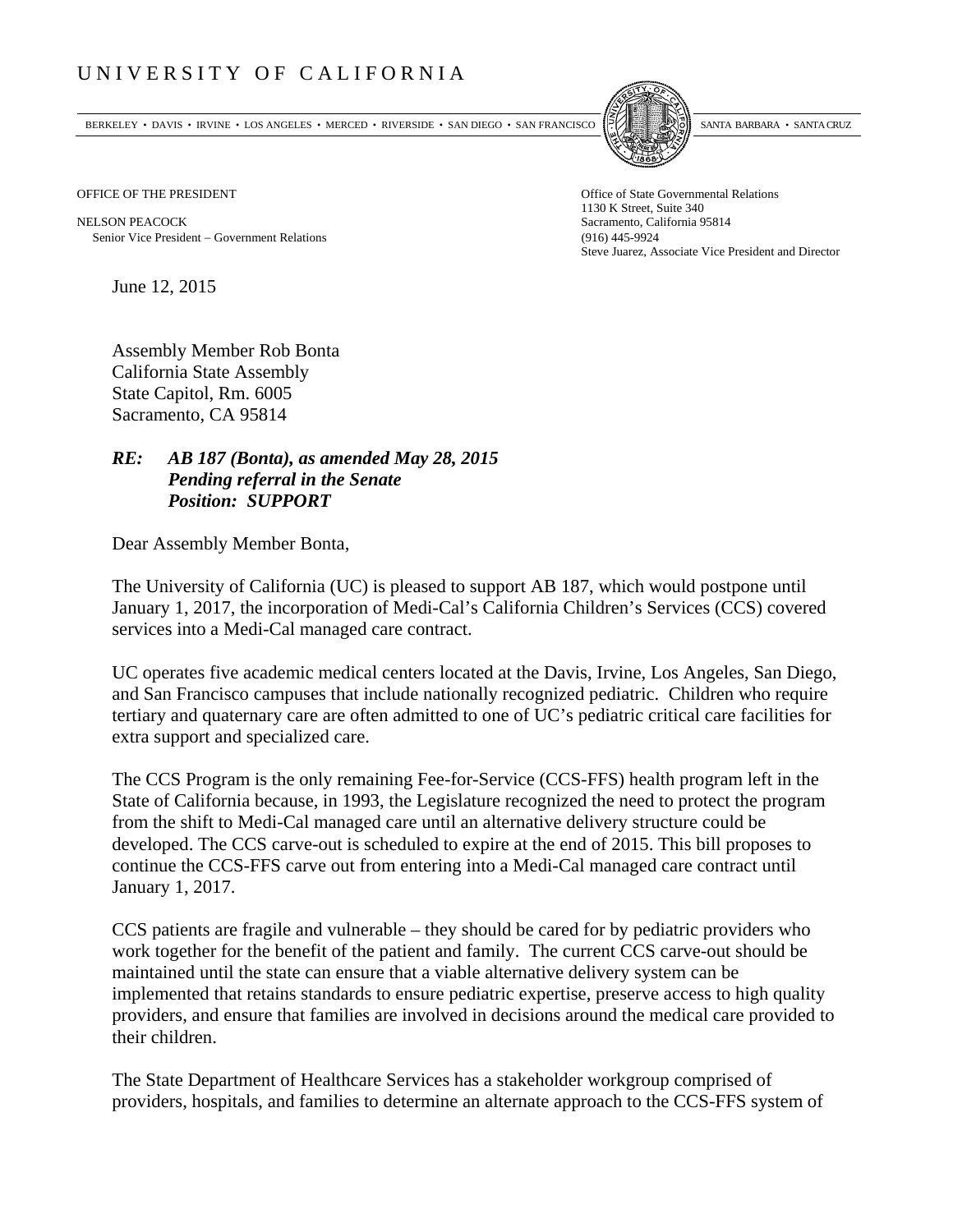# UNIVERSITY OF CALIFORNIA

BERKELEY • DAVIS • IRVINE • LOS ANGELES • MERCED • RIVERSIDE • SAN DIEGO • SAN FRANCISCO SANTA BARBARA • SANTA CRUZ

OFFICE OF THE PRESIDENT

NELSON PEACOCK
Senior Vice President – Government Relations

Office of State Governmental Relations
1130 K Street, Suite 340
Sacramento, California 95814
(916) 445-9924
Steve Juarez, Associate Vice President and Director

June 12, 2015

Assembly Member Rob Bonta
California State Assembly
State Capitol, Rm. 6005
Sacramento, CA 95814

***RE: AB 187 (Bonta), as amended May 28, 2015***
***Pending referral in the Senate***
***Position: SUPPORT***

Dear Assembly Member Bonta,

The University of California (UC) is pleased to support AB 187, which would postpone until January 1, 2017, the incorporation of Medi-Cal's California Children's Services (CCS) covered services into a Medi-Cal managed care contract.

UC operates five academic medical centers located at the Davis, Irvine, Los Angeles, San Diego, and San Francisco campuses that include nationally recognized pediatric. Children who require tertiary and quaternary care are often admitted to one of UC's pediatric critical care facilities for extra support and specialized care.

The CCS Program is the only remaining Fee-for-Service (CCS-FFS) health program left in the State of California because, in 1993, the Legislature recognized the need to protect the program from the shift to Medi-Cal managed care until an alternative delivery structure could be developed. The CCS carve-out is scheduled to expire at the end of 2015. This bill proposes to continue the CCS-FFS carve out from entering into a Medi-Cal managed care contract until January 1, 2017.

CCS patients are fragile and vulnerable – they should be cared for by pediatric providers who work together for the benefit of the patient and family. The current CCS carve-out should be maintained until the state can ensure that a viable alternative delivery system can be implemented that retains standards to ensure pediatric expertise, preserve access to high quality providers, and ensure that families are involved in decisions around the medical care provided to their children.

The State Department of Healthcare Services has a stakeholder workgroup comprised of providers, hospitals, and families to determine an alternate approach to the CCS-FFS system of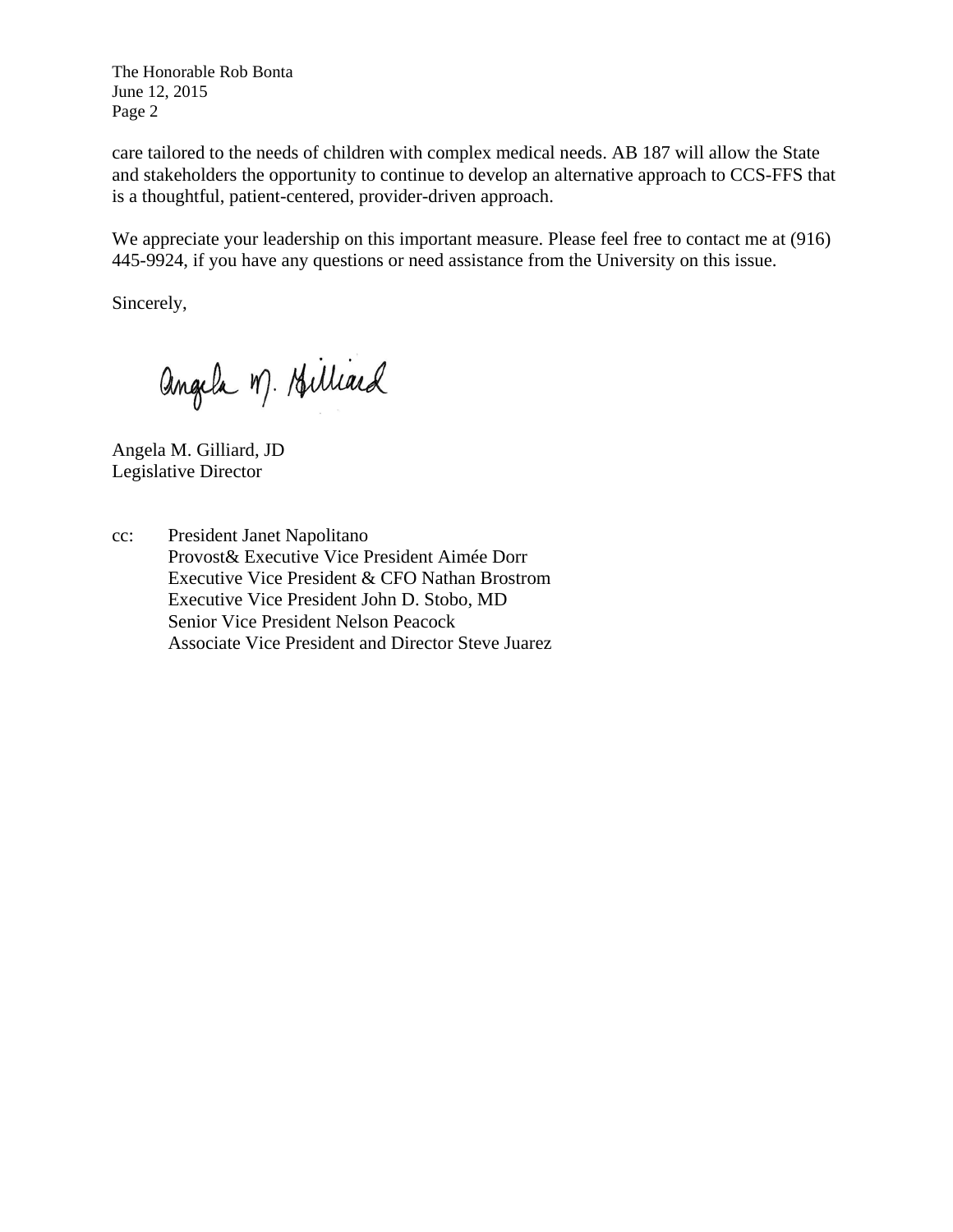care tailored to the needs of children with complex medical needs. AB 187 will allow the State and stakeholders the opportunity to continue to develop an alternative approach to CCS-FFS that is a thoughtful, patient-centered, provider-driven approach.

We appreciate your leadership on this important measure. Please feel free to contact me at (916) 445-9924, if you have any questions or need assistance from the University on this issue.

Sincerely,

Angela M. Gilliard

Angela M. Gilliard, JD
Legislative Director

cc: President Janet Napolitano
Provost& Executive Vice President Aimée Dorr
Executive Vice President & CFO Nathan Brostrom
Executive Vice President John D. Stobo, MD
Senior Vice President Nelson Peacock
Associate Vice President and Director Steve Juarez